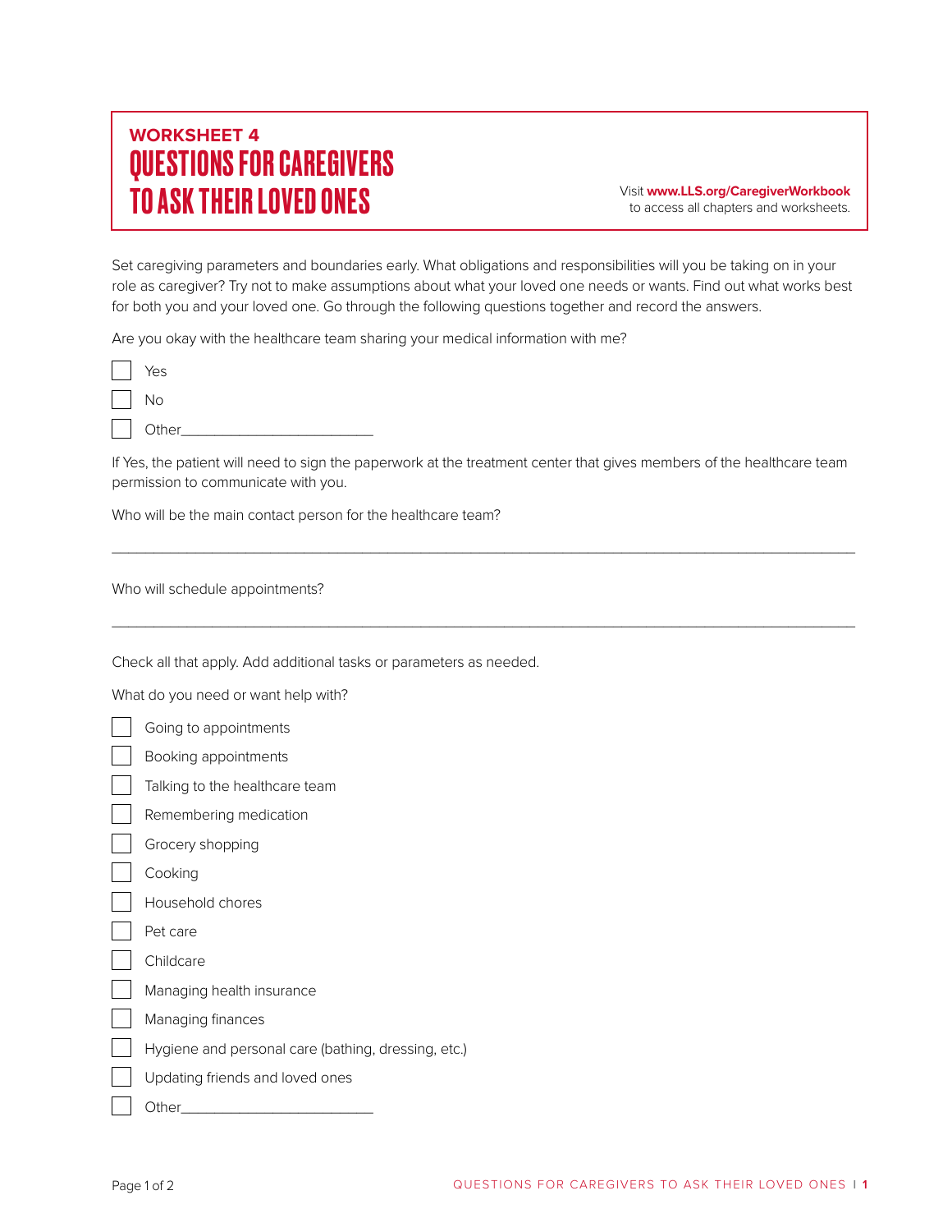**WORKSHEET 4**

# QUESTIONS FOR CAREGIVERS TO ASK THEIR LOVED ONES

Visit **www.LLS.org/CaregiverWorkbook** to access all chapters and worksheets.

Set caregiving parameters and boundaries early. What obligations and responsibilities will you be taking on in your role as caregiver? Try not to make assumptions about what your loved one needs or wants. Find out what works best for both you and your loved one. Go through the following questions together and record the answers.

Are you okay with the healthcare team sharing your medical information with me?

- ☐ Yes
- ☐ No
- ☐ Other_________________________

If Yes, the patient will need to sign the paperwork at the treatment center that gives members of the healthcare team permission to communicate with you.

Who will be the main contact person for the healthcare team?

_______________________________________________________________________________

Who will schedule appointments?

_______________________________________________________________________________

Check all that apply. Add additional tasks or parameters as needed.

What do you need or want help with?

- ☐ Going to appointments
- ☐ Booking appointments
- ☐ Talking to the healthcare team
- ☐ Remembering medication
- ☐ Grocery shopping
- ☐ Cooking
- ☐ Household chores
- ☐ Pet care
- ☐ Childcare
- ☐ Managing health insurance
- ☐ Managing finances
- ☐ Hygiene and personal care (bathing, dressing, etc.)
- ☐ Updating friends and loved ones
- ☐ Other_________________________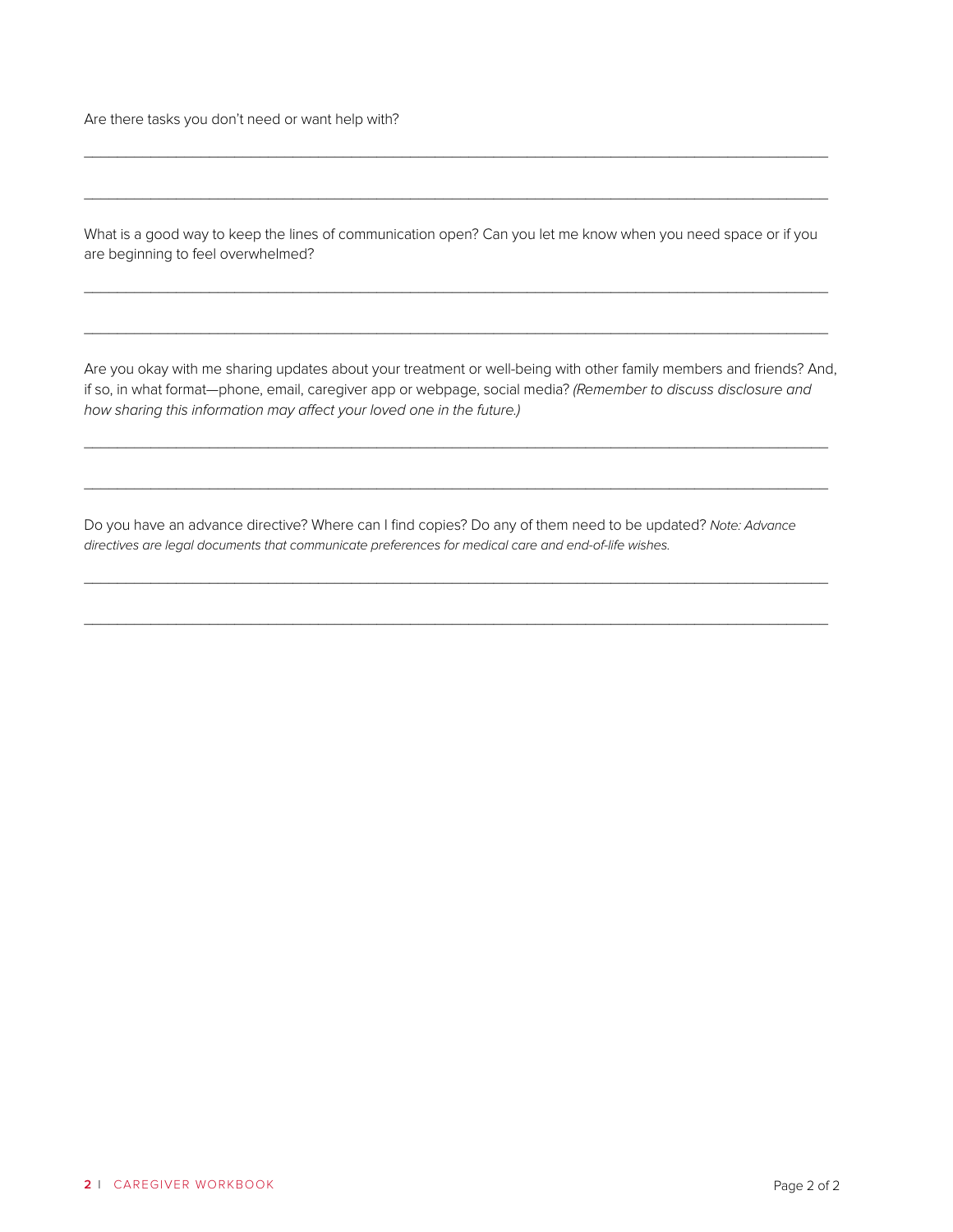Are there tasks you don't need or want help with?

______________________________________________________________________________________

______________________________________________________________________________________

What is a good way to keep the lines of communication open? Can you let me know when you need space or if you are beginning to feel overwhelmed?

______________________________________________________________________________________

______________________________________________________________________________________

Are you okay with me sharing updates about your treatment or well-being with other family members and friends? And, if so, in what format—phone, email, caregiver app or webpage, social media? *(Remember to discuss disclosure and how sharing this information may affect your loved one in the future.)*

______________________________________________________________________________________

______________________________________________________________________________________

Do you have an advance directive? Where can I find copies? Do any of them need to be updated? *Note: Advance directives are legal documents that communicate preferences for medical care and end-of-life wishes.*

______________________________________________________________________________________

______________________________________________________________________________________